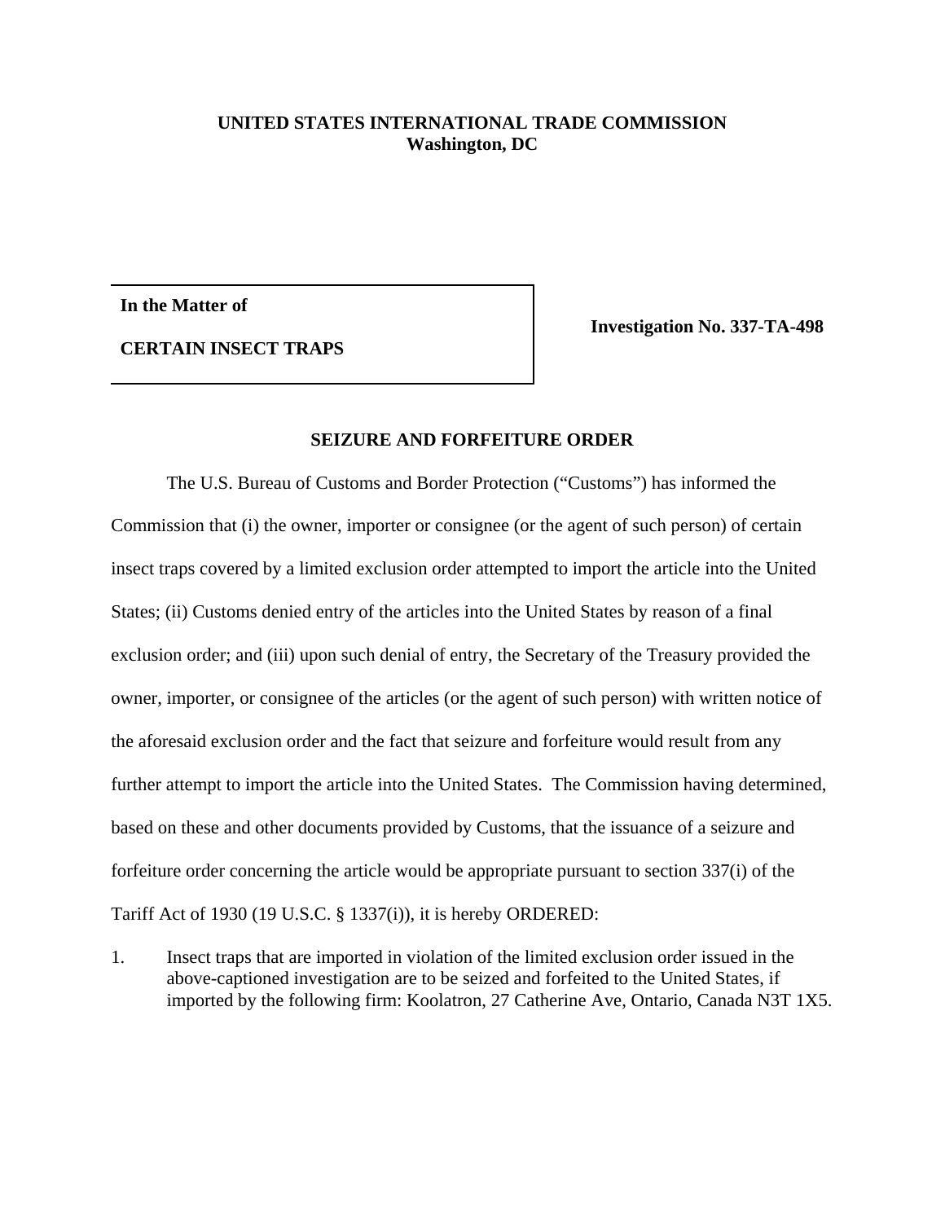**UNITED STATES INTERNATIONAL TRADE COMMISSION**
**Washington, DC**

**In the Matter of**

**CERTAIN INSECT TRAPS**

**Investigation No. 337-TA-498**

## SEIZURE AND FORFEITURE ORDER

The U.S. Bureau of Customs and Border Protection ("Customs") has informed the Commission that (i) the owner, importer or consignee (or the agent of such person) of certain insect traps covered by a limited exclusion order attempted to import the article into the United States; (ii) Customs denied entry of the articles into the United States by reason of a final exclusion order; and (iii) upon such denial of entry, the Secretary of the Treasury provided the owner, importer, or consignee of the articles (or the agent of such person) with written notice of the aforesaid exclusion order and the fact that seizure and forfeiture would result from any further attempt to import the article into the United States. The Commission having determined, based on these and other documents provided by Customs, that the issuance of a seizure and forfeiture order concerning the article would be appropriate pursuant to section 337(i) of the Tariff Act of 1930 (19 U.S.C. § 1337(i)), it is hereby ORDERED:

1. Insect traps that are imported in violation of the limited exclusion order issued in the above-captioned investigation are to be seized and forfeited to the United States, if imported by the following firm: Koolatron, 27 Catherine Ave, Ontario, Canada N3T 1X5.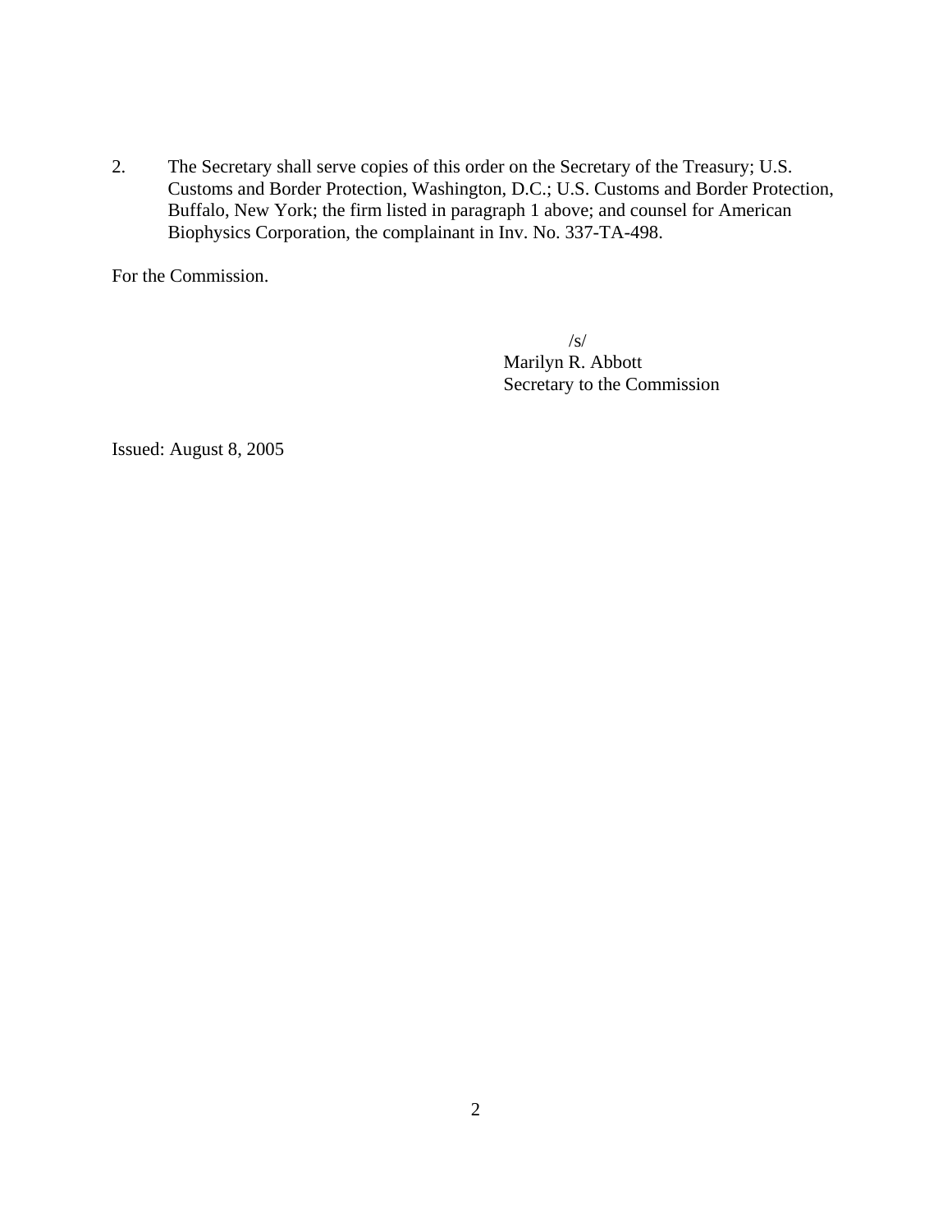2. The Secretary shall serve copies of this order on the Secretary of the Treasury; U.S. Customs and Border Protection, Washington, D.C.; U.S. Customs and Border Protection, Buffalo, New York; the firm listed in paragraph 1 above; and counsel for American Biophysics Corporation, the complainant in Inv. No. 337-TA-498.

For the Commission.

/s/
Marilyn R. Abbott
Secretary to the Commission

Issued: August 8, 2005